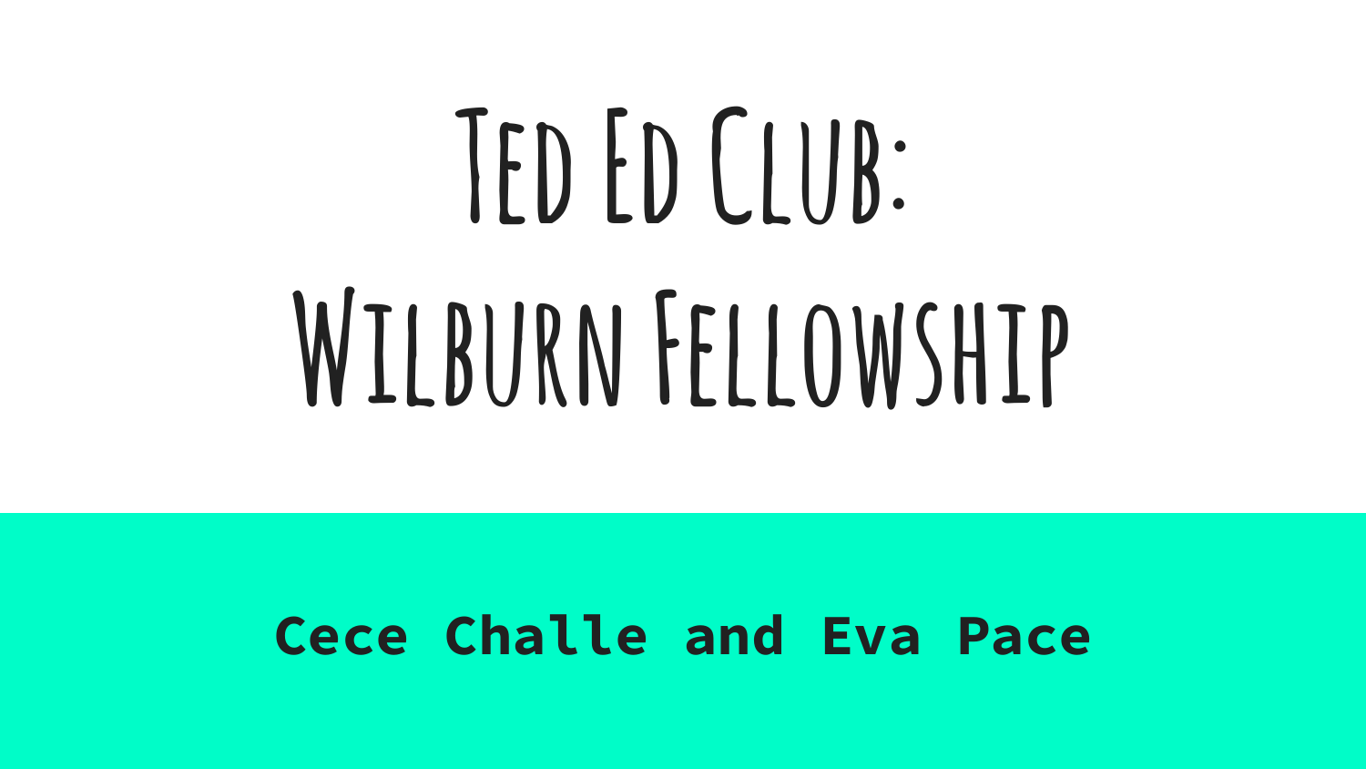# Ted Ed Club: Wilburn Fellowship

**Cece Challe and Eva Pace**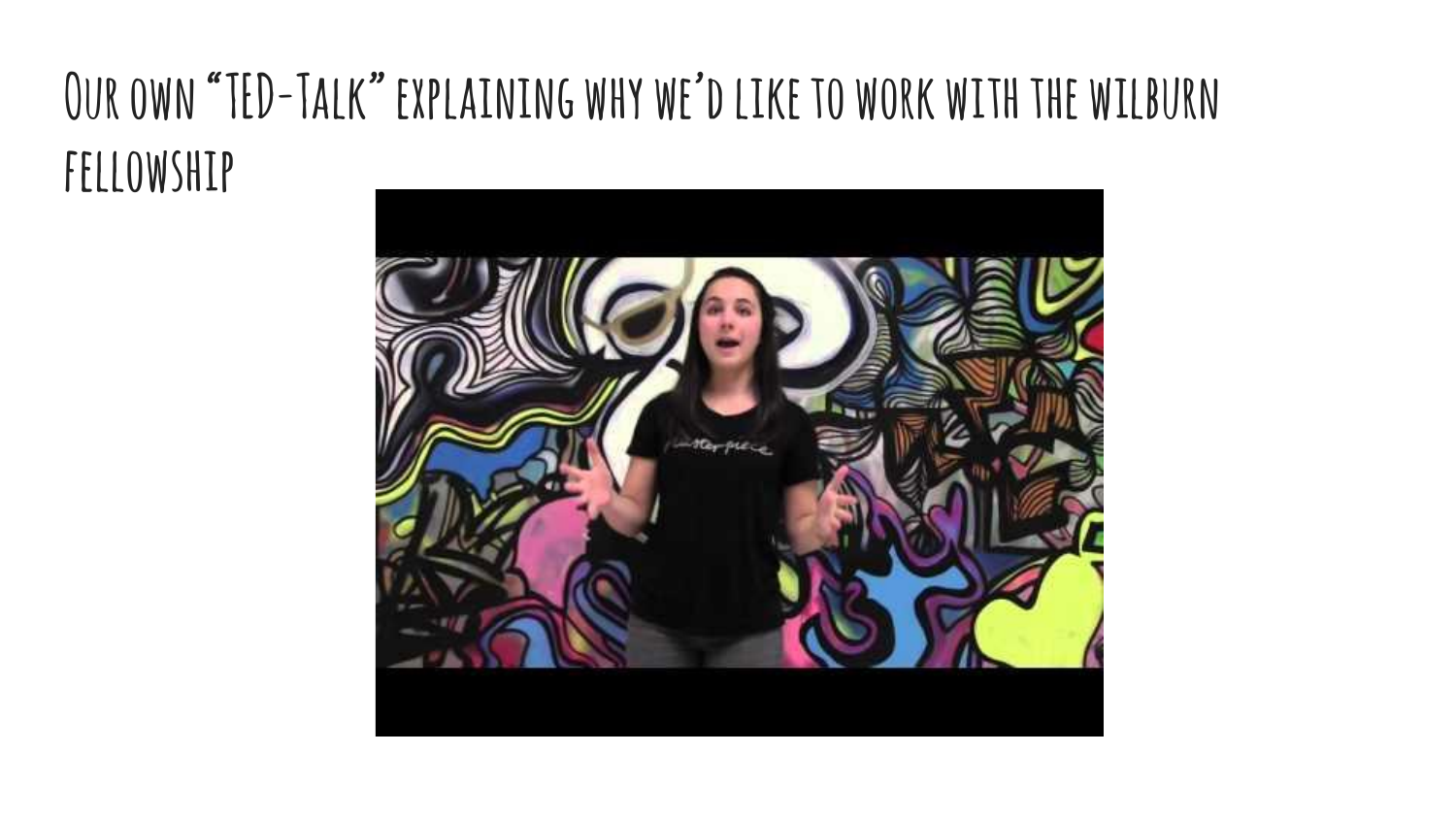# Our own "TED-Talk" explaining why we'd like to work with the wilburn fellowship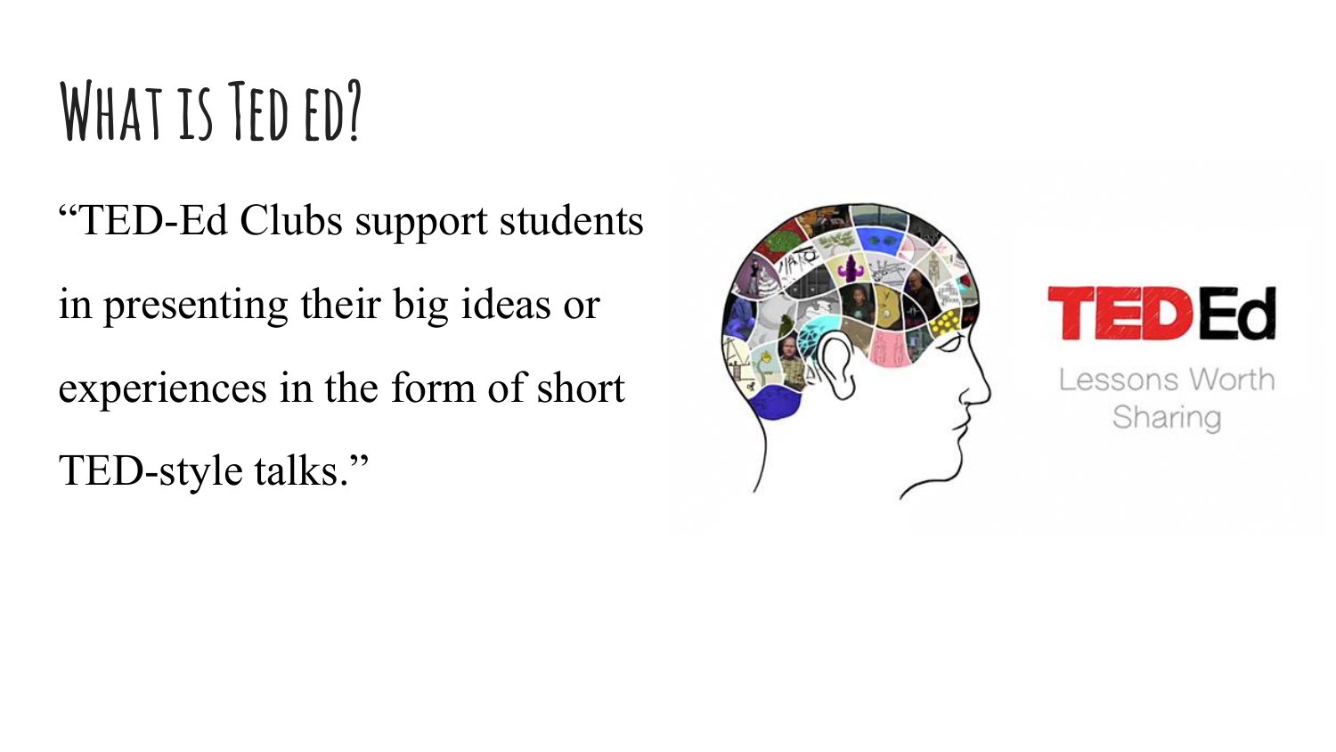# What is Ted ed?

"TED-Ed Clubs support students in presenting their big ideas or experiences in the form of short TED-style talks."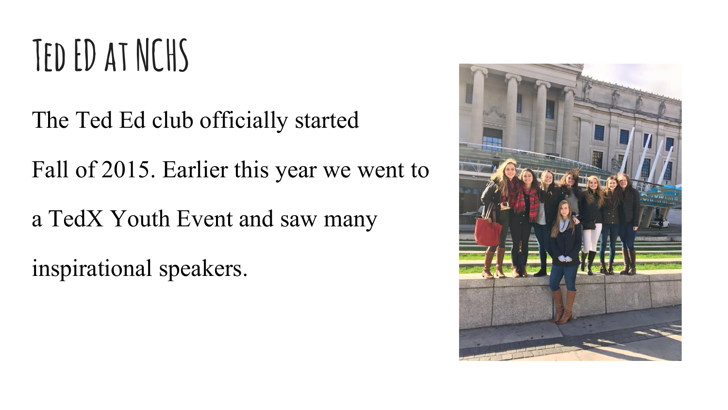# Ted ED at NCHS

The Ted Ed club officially started Fall of 2015. Earlier this year we went to a TedX Youth Event and saw many inspirational speakers.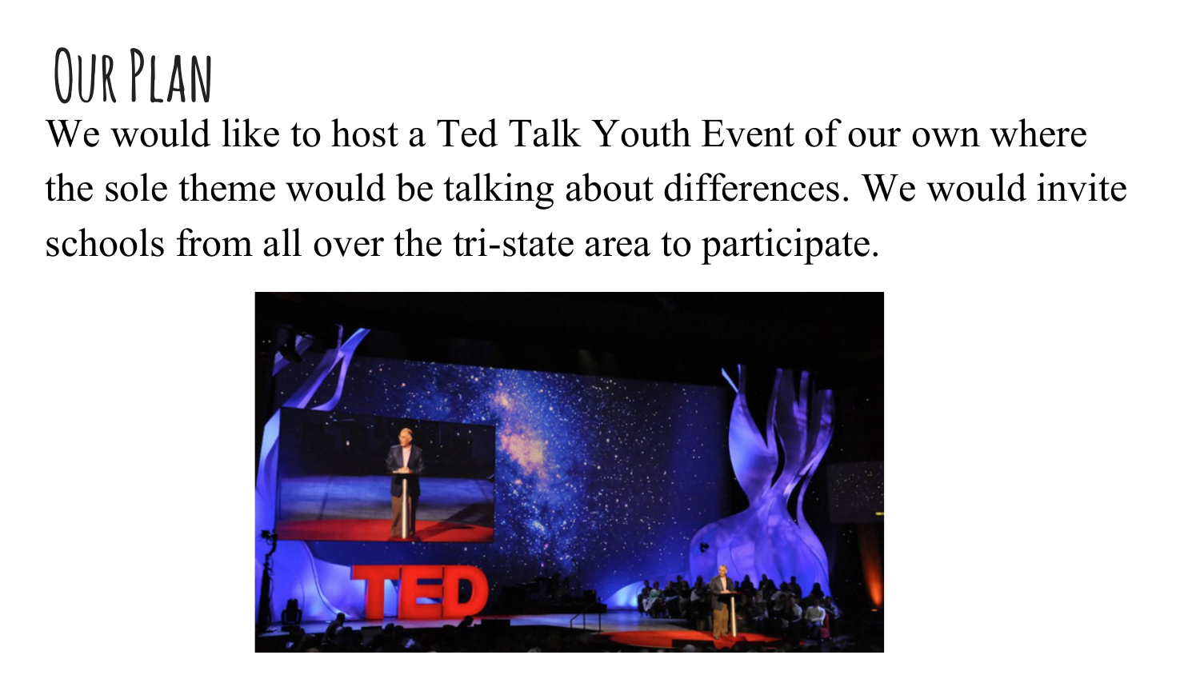# Our Plan

We would like to host a Ted Talk Youth Event of our own where the sole theme would be talking about differences. We would invite schools from all over the tri-state area to participate.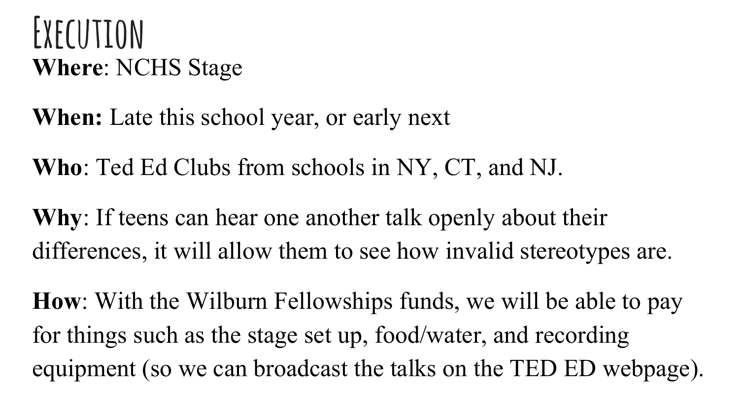# Execution

**Where**: NCHS Stage

**When:** Late this school year, or early next

**Who**: Ted Ed Clubs from schools in NY, CT, and NJ.

**Why**: If teens can hear one another talk openly about their differences, it will allow them to see how invalid stereotypes are.

**How**: With the Wilburn Fellowships funds, we will be able to pay for things such as the stage set up, food/water, and recording equipment (so we can broadcast the talks on the TED ED webpage).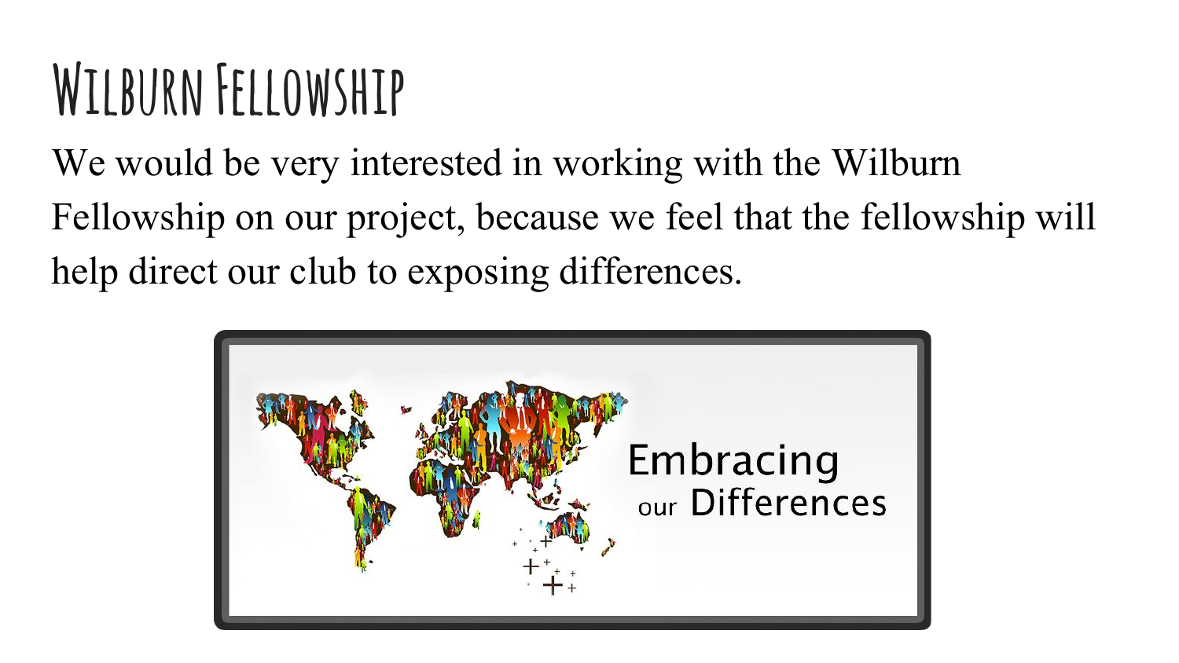# Wilburn Fellowship

We would be very interested in working with the Wilburn Fellowship on our project, because we feel that the fellowship will help direct our club to exposing differences.

Embracing our Differences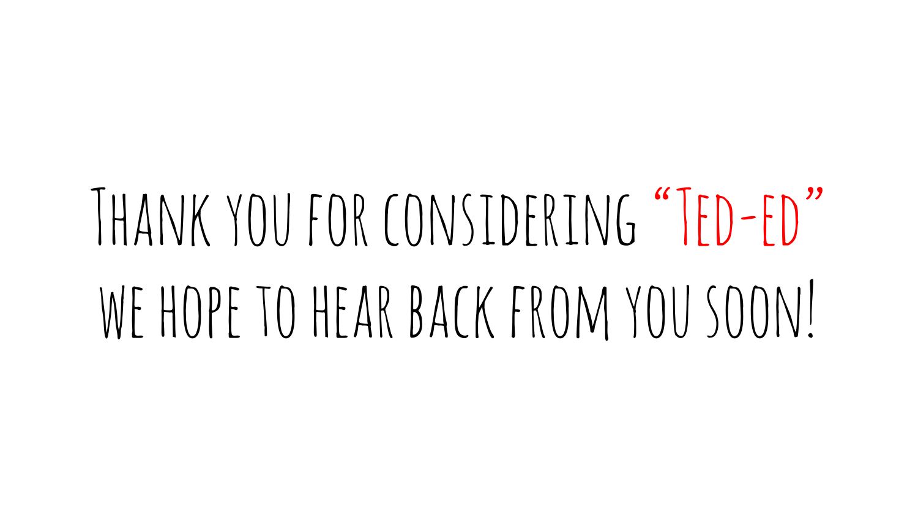Thank you for considering "Ted-ed"

we hope to hear back from you soon!